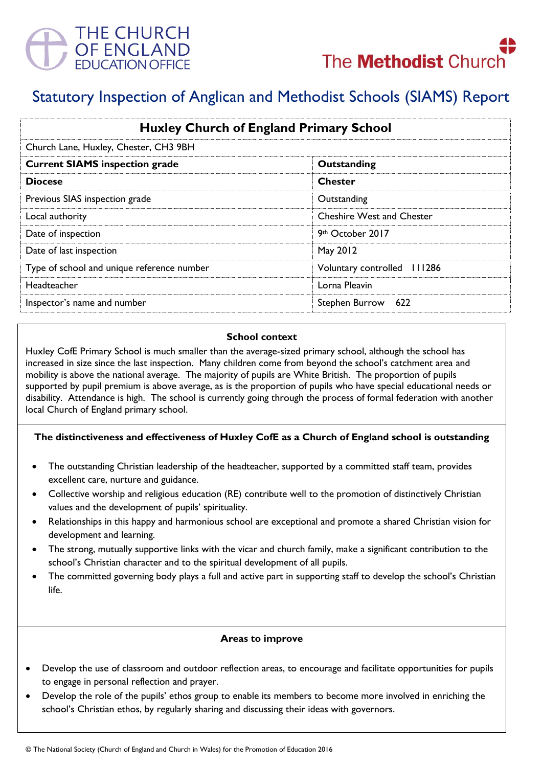# Statutory Inspection of Anglican and Methodist Schools (SIAMS) Report

| Huxley Church of England Primary School | |
|---|---|
| Church Lane, Huxley, Chester, CH3 9BH | |
| **Current SIAMS inspection grade** | **Outstanding** |
| **Diocese** | **Chester** |
| Previous SIAS inspection grade | Outstanding |
| Local authority | Cheshire West and Chester |
| Date of inspection | 9th October 2017 |
| Date of last inspection | May 2012 |
| Type of school and unique reference number | Voluntary controlled 111286 |
| Headteacher | Lorna Pleavin |
| Inspector's name and number | Stephen Burrow 622 |

### School context

Huxley CofE Primary School is much smaller than the average-sized primary school, although the school has increased in size since the last inspection. Many children come from beyond the school's catchment area and mobility is above the national average. The majority of pupils are White British. The proportion of pupils supported by pupil premium is above average, as is the proportion of pupils who have special educational needs or disability. Attendance is high. The school is currently going through the process of formal federation with another local Church of England primary school.

### The distinctiveness and effectiveness of Huxley CofE as a Church of England school is outstanding

- The outstanding Christian leadership of the headteacher, supported by a committed staff team, provides excellent care, nurture and guidance.
- Collective worship and religious education (RE) contribute well to the promotion of distinctively Christian values and the development of pupils' spirituality.
- Relationships in this happy and harmonious school are exceptional and promote a shared Christian vision for development and learning.
- The strong, mutually supportive links with the vicar and church family, make a significant contribution to the school's Christian character and to the spiritual development of all pupils.
- The committed governing body plays a full and active part in supporting staff to develop the school's Christian life.

### Areas to improve

- Develop the use of classroom and outdoor reflection areas, to encourage and facilitate opportunities for pupils to engage in personal reflection and prayer.
- Develop the role of the pupils' ethos group to enable its members to become more involved in enriching the school's Christian ethos, by regularly sharing and discussing their ideas with governors.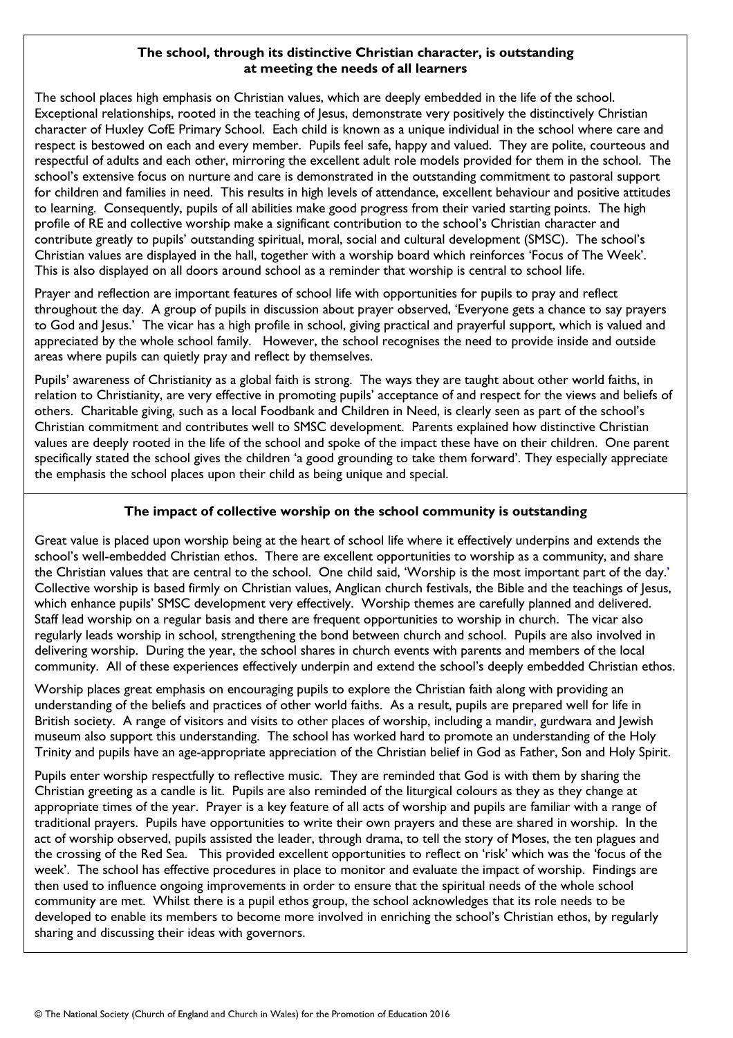### The school, through its distinctive Christian character, is outstanding at meeting the needs of all learners

The school places high emphasis on Christian values, which are deeply embedded in the life of the school. Exceptional relationships, rooted in the teaching of Jesus, demonstrate very positively the distinctively Christian character of Huxley CofE Primary School. Each child is known as a unique individual in the school where care and respect is bestowed on each and every member. Pupils feel safe, happy and valued. They are polite, courteous and respectful of adults and each other, mirroring the excellent adult role models provided for them in the school. The school's extensive focus on nurture and care is demonstrated in the outstanding commitment to pastoral support for children and families in need. This results in high levels of attendance, excellent behaviour and positive attitudes to learning. Consequently, pupils of all abilities make good progress from their varied starting points. The high profile of RE and collective worship make a significant contribution to the school's Christian character and contribute greatly to pupils' outstanding spiritual, moral, social and cultural development (SMSC). The school's Christian values are displayed in the hall, together with a worship board which reinforces 'Focus of The Week'. This is also displayed on all doors around school as a reminder that worship is central to school life.

Prayer and reflection are important features of school life with opportunities for pupils to pray and reflect throughout the day. A group of pupils in discussion about prayer observed, 'Everyone gets a chance to say prayers to God and Jesus.' The vicar has a high profile in school, giving practical and prayerful support, which is valued and appreciated by the whole school family. However, the school recognises the need to provide inside and outside areas where pupils can quietly pray and reflect by themselves.

Pupils' awareness of Christianity as a global faith is strong. The ways they are taught about other world faiths, in relation to Christianity, are very effective in promoting pupils' acceptance of and respect for the views and beliefs of others. Charitable giving, such as a local Foodbank and Children in Need, is clearly seen as part of the school's Christian commitment and contributes well to SMSC development. Parents explained how distinctive Christian values are deeply rooted in the life of the school and spoke of the impact these have on their children. One parent specifically stated the school gives the children 'a good grounding to take them forward'. They especially appreciate the emphasis the school places upon their child as being unique and special.

### The impact of collective worship on the school community is outstanding

Great value is placed upon worship being at the heart of school life where it effectively underpins and extends the school's well-embedded Christian ethos. There are excellent opportunities to worship as a community, and share the Christian values that are central to the school. One child said, 'Worship is the most important part of the day.' Collective worship is based firmly on Christian values, Anglican church festivals, the Bible and the teachings of Jesus, which enhance pupils' SMSC development very effectively. Worship themes are carefully planned and delivered. Staff lead worship on a regular basis and there are frequent opportunities to worship in church. The vicar also regularly leads worship in school, strengthening the bond between church and school. Pupils are also involved in delivering worship. During the year, the school shares in church events with parents and members of the local community. All of these experiences effectively underpin and extend the school's deeply embedded Christian ethos.

Worship places great emphasis on encouraging pupils to explore the Christian faith along with providing an understanding of the beliefs and practices of other world faiths. As a result, pupils are prepared well for life in British society. A range of visitors and visits to other places of worship, including a mandir, gurdwara and Jewish museum also support this understanding. The school has worked hard to promote an understanding of the Holy Trinity and pupils have an age-appropriate appreciation of the Christian belief in God as Father, Son and Holy Spirit.

Pupils enter worship respectfully to reflective music. They are reminded that God is with them by sharing the Christian greeting as a candle is lit. Pupils are also reminded of the liturgical colours as they as they change at appropriate times of the year. Prayer is a key feature of all acts of worship and pupils are familiar with a range of traditional prayers. Pupils have opportunities to write their own prayers and these are shared in worship. In the act of worship observed, pupils assisted the leader, through drama, to tell the story of Moses, the ten plagues and the crossing of the Red Sea. This provided excellent opportunities to reflect on 'risk' which was the 'focus of the week'. The school has effective procedures in place to monitor and evaluate the impact of worship. Findings are then used to influence ongoing improvements in order to ensure that the spiritual needs of the whole school community are met. Whilst there is a pupil ethos group, the school acknowledges that its role needs to be developed to enable its members to become more involved in enriching the school's Christian ethos, by regularly sharing and discussing their ideas with governors.

© The National Society (Church of England and Church in Wales) for the Promotion of Education 2016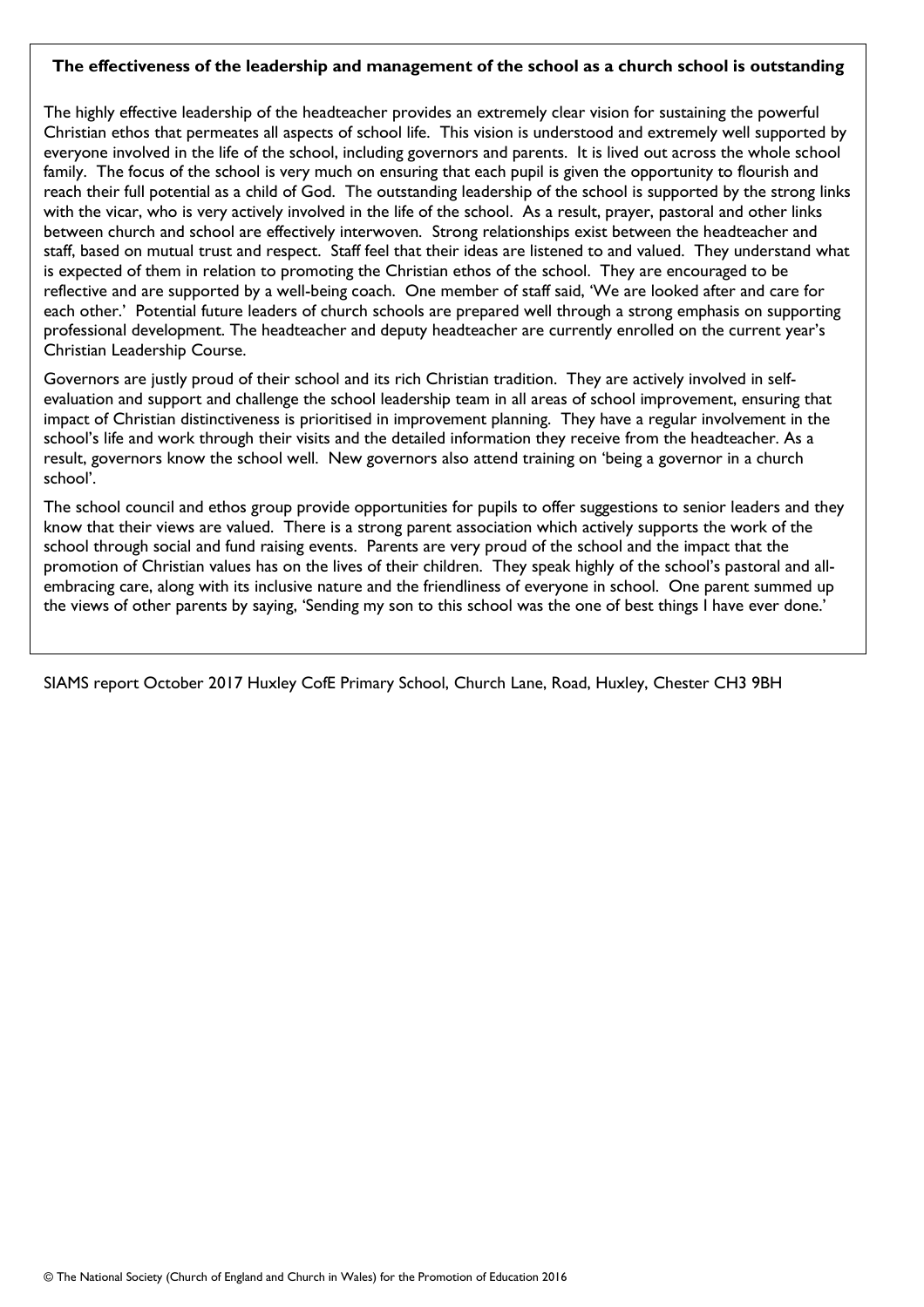**The effectiveness of the leadership and management of the school as a church school is outstanding**

The highly effective leadership of the headteacher provides an extremely clear vision for sustaining the powerful Christian ethos that permeates all aspects of school life. This vision is understood and extremely well supported by everyone involved in the life of the school, including governors and parents. It is lived out across the whole school family. The focus of the school is very much on ensuring that each pupil is given the opportunity to flourish and reach their full potential as a child of God. The outstanding leadership of the school is supported by the strong links with the vicar, who is very actively involved in the life of the school. As a result, prayer, pastoral and other links between church and school are effectively interwoven. Strong relationships exist between the headteacher and staff, based on mutual trust and respect. Staff feel that their ideas are listened to and valued. They understand what is expected of them in relation to promoting the Christian ethos of the school. They are encouraged to be reflective and are supported by a well-being coach. One member of staff said, 'We are looked after and care for each other.' Potential future leaders of church schools are prepared well through a strong emphasis on supporting professional development. The headteacher and deputy headteacher are currently enrolled on the current year's Christian Leadership Course.

Governors are justly proud of their school and its rich Christian tradition. They are actively involved in self-evaluation and support and challenge the school leadership team in all areas of school improvement, ensuring that impact of Christian distinctiveness is prioritised in improvement planning. They have a regular involvement in the school's life and work through their visits and the detailed information they receive from the headteacher. As a result, governors know the school well. New governors also attend training on 'being a governor in a church school'.

The school council and ethos group provide opportunities for pupils to offer suggestions to senior leaders and they know that their views are valued. There is a strong parent association which actively supports the work of the school through social and fund raising events. Parents are very proud of the school and the impact that the promotion of Christian values has on the lives of their children. They speak highly of the school's pastoral and all-embracing care, along with its inclusive nature and the friendliness of everyone in school. One parent summed up the views of other parents by saying, 'Sending my son to this school was the one of best things I have ever done.'

SIAMS report October 2017 Huxley CofE Primary School, Church Lane, Road, Huxley, Chester CH3 9BH

© The National Society (Church of England and Church in Wales) for the Promotion of Education 2016